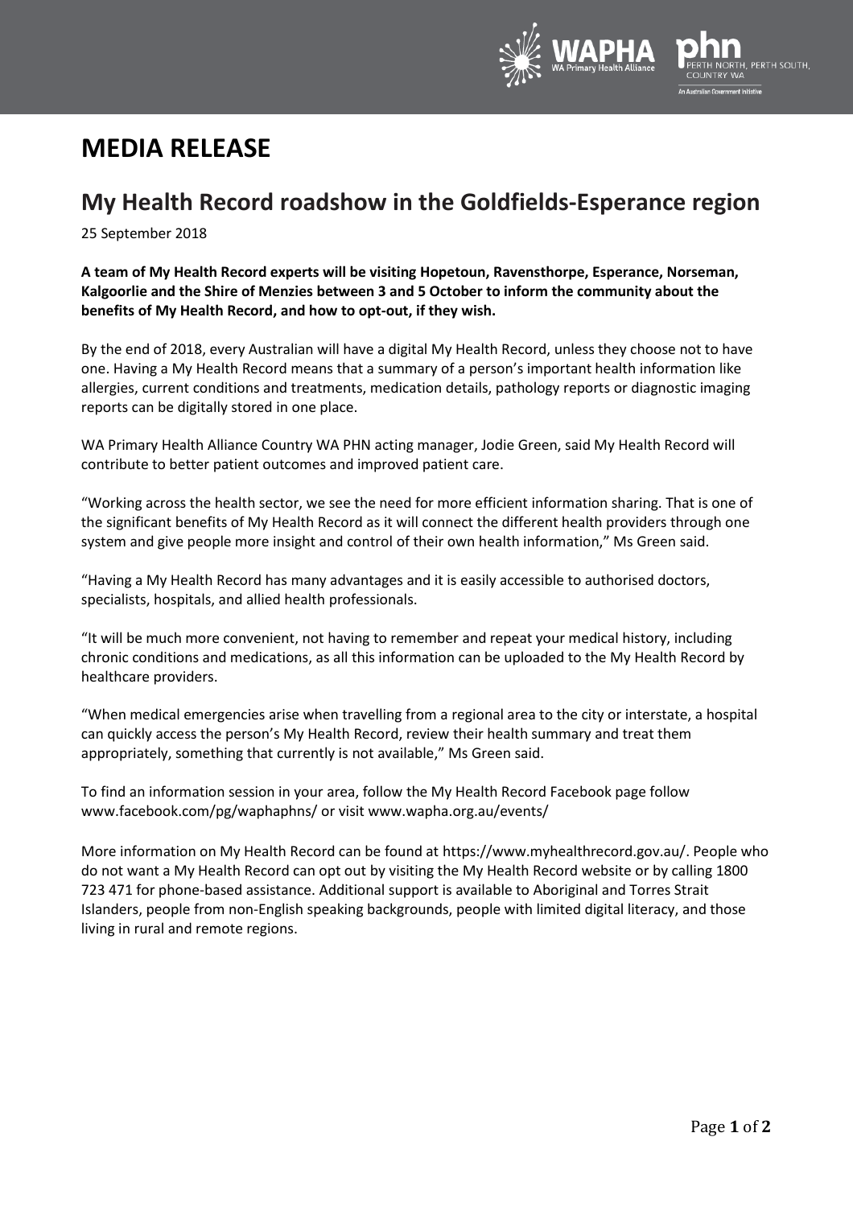# MEDIA RELEASE

## My Health Record roadshow in the Goldfields-Esperance region

25 September 2018

**A team of My Health Record experts will be visiting Hopetoun, Ravensthorpe, Esperance, Norseman, Kalgoorlie and the Shire of Menzies between 3 and 5 October to inform the community about the benefits of My Health Record, and how to opt-out, if they wish.**

By the end of 2018, every Australian will have a digital My Health Record, unless they choose not to have one. Having a My Health Record means that a summary of a person's important health information like allergies, current conditions and treatments, medication details, pathology reports or diagnostic imaging reports can be digitally stored in one place.

WA Primary Health Alliance Country WA PHN acting manager, Jodie Green, said My Health Record will contribute to better patient outcomes and improved patient care.

"Working across the health sector, we see the need for more efficient information sharing. That is one of the significant benefits of My Health Record as it will connect the different health providers through one system and give people more insight and control of their own health information," Ms Green said.

"Having a My Health Record has many advantages and it is easily accessible to authorised doctors, specialists, hospitals, and allied health professionals.

"It will be much more convenient, not having to remember and repeat your medical history, including chronic conditions and medications, as all this information can be uploaded to the My Health Record by healthcare providers.

"When medical emergencies arise when travelling from a regional area to the city or interstate, a hospital can quickly access the person's My Health Record, review their health summary and treat them appropriately, something that currently is not available," Ms Green said.

To find an information session in your area, follow the My Health Record Facebook page follow www.facebook.com/pg/waphaphns/ or visit www.wapha.org.au/events/

More information on My Health Record can be found at https://www.myhealthrecord.gov.au/. People who do not want a My Health Record can opt out by visiting the My Health Record website or by calling 1800 723 471 for phone-based assistance. Additional support is available to Aboriginal and Torres Strait Islanders, people from non-English speaking backgrounds, people with limited digital literacy, and those living in rural and remote regions.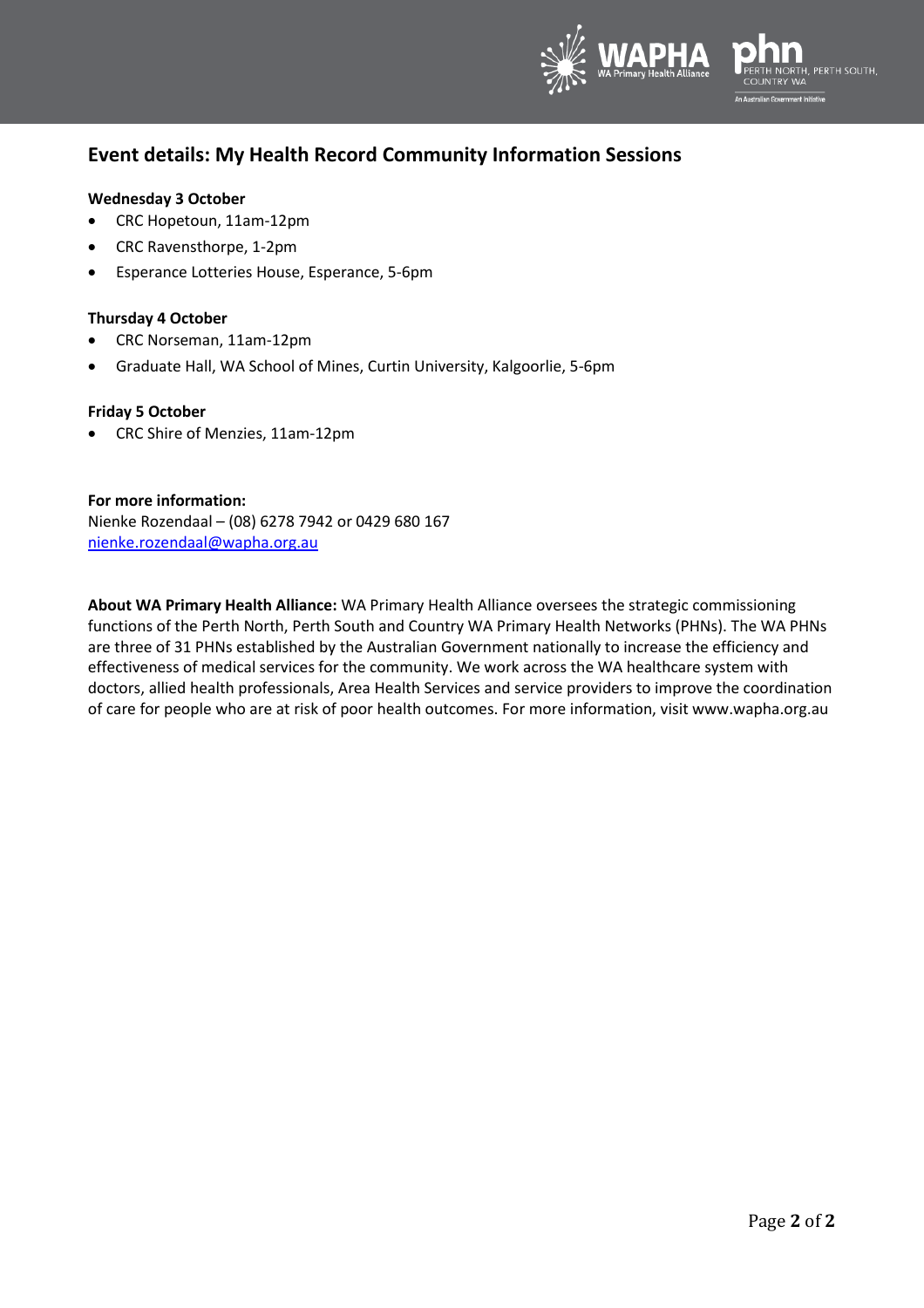## Event details: My Health Record Community Information Sessions

**Wednesday 3 October**

- CRC Hopetoun, 11am-12pm
- CRC Ravensthorpe, 1-2pm
- Esperance Lotteries House, Esperance, 5-6pm

**Thursday 4 October**

- CRC Norseman, 11am-12pm
- Graduate Hall, WA School of Mines, Curtin University, Kalgoorlie, 5-6pm

**Friday 5 October**

- CRC Shire of Menzies, 11am-12pm

**For more information:**
Nienke Rozendaal – (08) 6278 7942 or 0429 680 167
nienke.rozendaal@wapha.org.au

**About WA Primary Health Alliance:** WA Primary Health Alliance oversees the strategic commissioning functions of the Perth North, Perth South and Country WA Primary Health Networks (PHNs). The WA PHNs are three of 31 PHNs established by the Australian Government nationally to increase the efficiency and effectiveness of medical services for the community. We work across the WA healthcare system with doctors, allied health professionals, Area Health Services and service providers to improve the coordination of care for people who are at risk of poor health outcomes. For more information, visit www.wapha.org.au